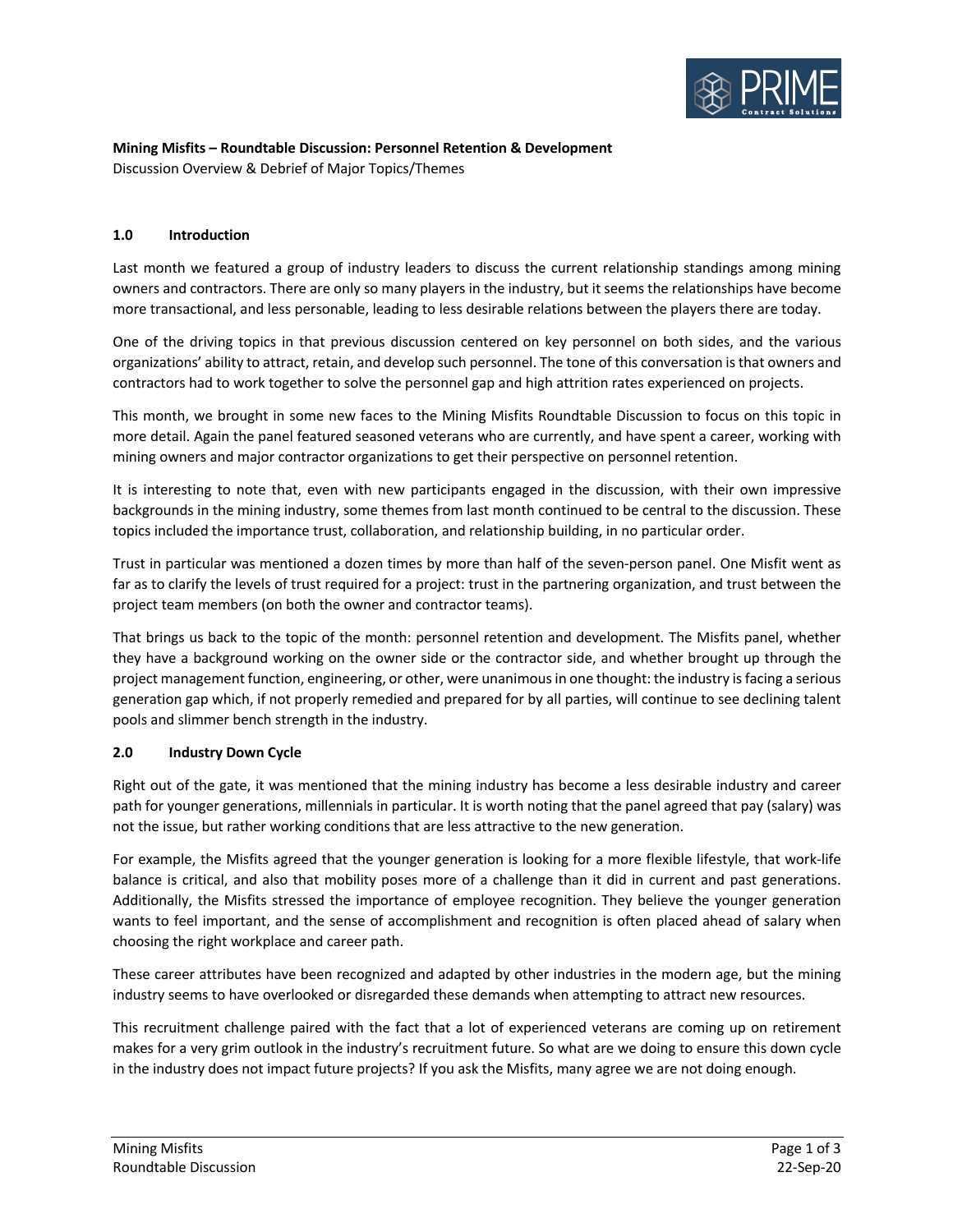**Mining Misfits – Roundtable Discussion: Personnel Retention & Development**
Discussion Overview & Debrief of Major Topics/Themes

## 1.0 Introduction

Last month we featured a group of industry leaders to discuss the current relationship standings among mining owners and contractors. There are only so many players in the industry, but it seems the relationships have become more transactional, and less personable, leading to less desirable relations between the players there are today.

One of the driving topics in that previous discussion centered on key personnel on both sides, and the various organizations' ability to attract, retain, and develop such personnel. The tone of this conversation is that owners and contractors had to work together to solve the personnel gap and high attrition rates experienced on projects.

This month, we brought in some new faces to the Mining Misfits Roundtable Discussion to focus on this topic in more detail. Again the panel featured seasoned veterans who are currently, and have spent a career, working with mining owners and major contractor organizations to get their perspective on personnel retention.

It is interesting to note that, even with new participants engaged in the discussion, with their own impressive backgrounds in the mining industry, some themes from last month continued to be central to the discussion. These topics included the importance trust, collaboration, and relationship building, in no particular order.

Trust in particular was mentioned a dozen times by more than half of the seven-person panel. One Misfit went as far as to clarify the levels of trust required for a project: trust in the partnering organization, and trust between the project team members (on both the owner and contractor teams).

That brings us back to the topic of the month: personnel retention and development. The Misfits panel, whether they have a background working on the owner side or the contractor side, and whether brought up through the project management function, engineering, or other, were unanimous in one thought: the industry is facing a serious generation gap which, if not properly remedied and prepared for by all parties, will continue to see declining talent pools and slimmer bench strength in the industry.

## 2.0 Industry Down Cycle

Right out of the gate, it was mentioned that the mining industry has become a less desirable industry and career path for younger generations, millennials in particular. It is worth noting that the panel agreed that pay (salary) was not the issue, but rather working conditions that are less attractive to the new generation.

For example, the Misfits agreed that the younger generation is looking for a more flexible lifestyle, that work-life balance is critical, and also that mobility poses more of a challenge than it did in current and past generations. Additionally, the Misfits stressed the importance of employee recognition. They believe the younger generation wants to feel important, and the sense of accomplishment and recognition is often placed ahead of salary when choosing the right workplace and career path.

These career attributes have been recognized and adapted by other industries in the modern age, but the mining industry seems to have overlooked or disregarded these demands when attempting to attract new resources.

This recruitment challenge paired with the fact that a lot of experienced veterans are coming up on retirement makes for a very grim outlook in the industry's recruitment future. So what are we doing to ensure this down cycle in the industry does not impact future projects? If you ask the Misfits, many agree we are not doing enough.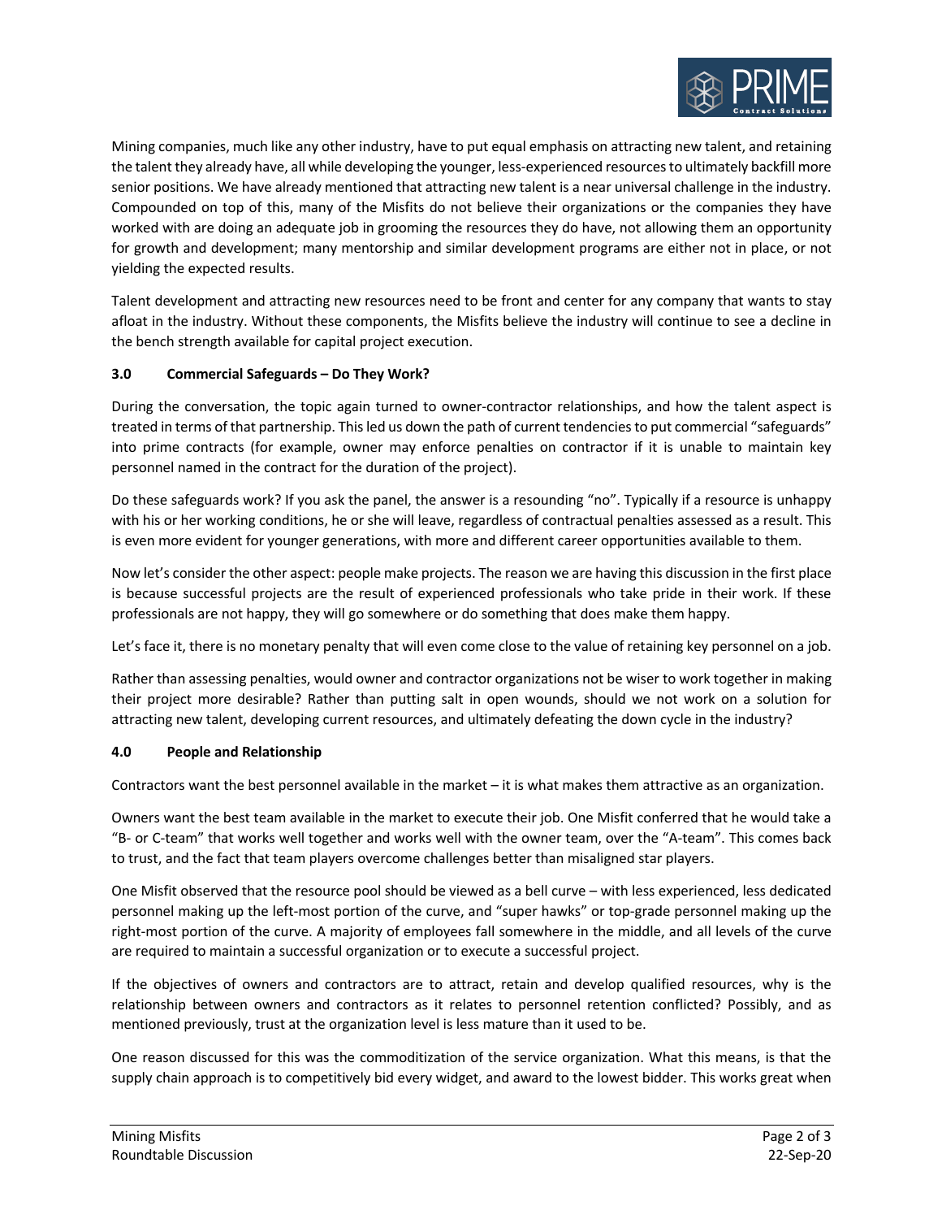Mining companies, much like any other industry, have to put equal emphasis on attracting new talent, and retaining the talent they already have, all while developing the younger, less-experienced resources to ultimately backfill more senior positions. We have already mentioned that attracting new talent is a near universal challenge in the industry. Compounded on top of this, many of the Misfits do not believe their organizations or the companies they have worked with are doing an adequate job in grooming the resources they do have, not allowing them an opportunity for growth and development; many mentorship and similar development programs are either not in place, or not yielding the expected results.

Talent development and attracting new resources need to be front and center for any company that wants to stay afloat in the industry. Without these components, the Misfits believe the industry will continue to see a decline in the bench strength available for capital project execution.

## 3.0 Commercial Safeguards – Do They Work?

During the conversation, the topic again turned to owner-contractor relationships, and how the talent aspect is treated in terms of that partnership. This led us down the path of current tendencies to put commercial "safeguards" into prime contracts (for example, owner may enforce penalties on contractor if it is unable to maintain key personnel named in the contract for the duration of the project).

Do these safeguards work? If you ask the panel, the answer is a resounding "no". Typically if a resource is unhappy with his or her working conditions, he or she will leave, regardless of contractual penalties assessed as a result. This is even more evident for younger generations, with more and different career opportunities available to them.

Now let's consider the other aspect: people make projects. The reason we are having this discussion in the first place is because successful projects are the result of experienced professionals who take pride in their work. If these professionals are not happy, they will go somewhere or do something that does make them happy.

Let's face it, there is no monetary penalty that will even come close to the value of retaining key personnel on a job.

Rather than assessing penalties, would owner and contractor organizations not be wiser to work together in making their project more desirable? Rather than putting salt in open wounds, should we not work on a solution for attracting new talent, developing current resources, and ultimately defeating the down cycle in the industry?

## 4.0 People and Relationship

Contractors want the best personnel available in the market – it is what makes them attractive as an organization.

Owners want the best team available in the market to execute their job. One Misfit conferred that he would take a "B- or C-team" that works well together and works well with the owner team, over the "A-team". This comes back to trust, and the fact that team players overcome challenges better than misaligned star players.

One Misfit observed that the resource pool should be viewed as a bell curve – with less experienced, less dedicated personnel making up the left-most portion of the curve, and "super hawks" or top-grade personnel making up the right-most portion of the curve. A majority of employees fall somewhere in the middle, and all levels of the curve are required to maintain a successful organization or to execute a successful project.

If the objectives of owners and contractors are to attract, retain and develop qualified resources, why is the relationship between owners and contractors as it relates to personnel retention conflicted? Possibly, and as mentioned previously, trust at the organization level is less mature than it used to be.

One reason discussed for this was the commoditization of the service organization. What this means, is that the supply chain approach is to competitively bid every widget, and award to the lowest bidder. This works great when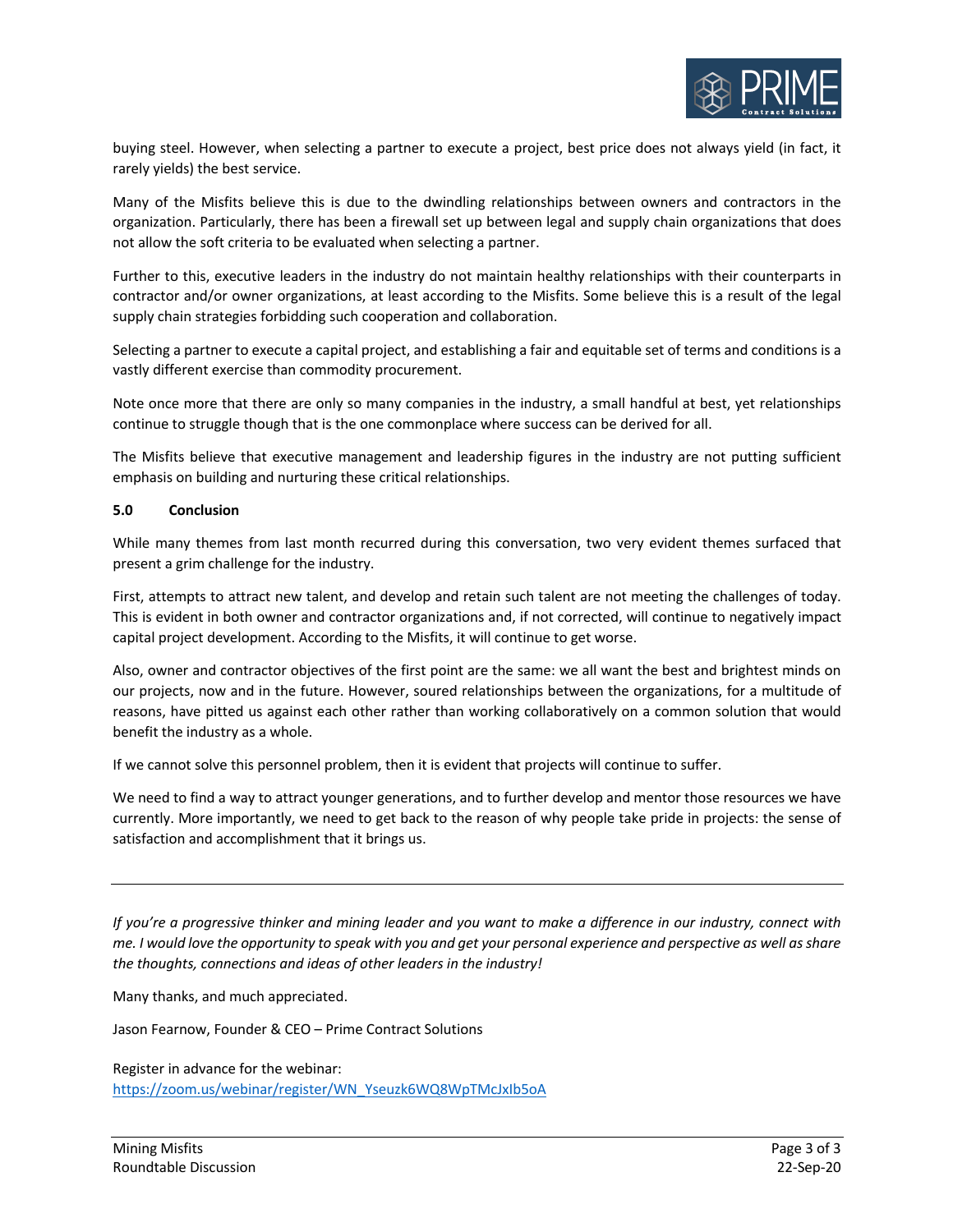buying steel. However, when selecting a partner to execute a project, best price does not always yield (in fact, it rarely yields) the best service.

Many of the Misfits believe this is due to the dwindling relationships between owners and contractors in the organization. Particularly, there has been a firewall set up between legal and supply chain organizations that does not allow the soft criteria to be evaluated when selecting a partner.

Further to this, executive leaders in the industry do not maintain healthy relationships with their counterparts in contractor and/or owner organizations, at least according to the Misfits. Some believe this is a result of the legal supply chain strategies forbidding such cooperation and collaboration.

Selecting a partner to execute a capital project, and establishing a fair and equitable set of terms and conditions is a vastly different exercise than commodity procurement.

Note once more that there are only so many companies in the industry, a small handful at best, yet relationships continue to struggle though that is the one commonplace where success can be derived for all.

The Misfits believe that executive management and leadership figures in the industry are not putting sufficient emphasis on building and nurturing these critical relationships.

## 5.0 Conclusion

While many themes from last month recurred during this conversation, two very evident themes surfaced that present a grim challenge for the industry.

First, attempts to attract new talent, and develop and retain such talent are not meeting the challenges of today. This is evident in both owner and contractor organizations and, if not corrected, will continue to negatively impact capital project development. According to the Misfits, it will continue to get worse.

Also, owner and contractor objectives of the first point are the same: we all want the best and brightest minds on our projects, now and in the future. However, soured relationships between the organizations, for a multitude of reasons, have pitted us against each other rather than working collaboratively on a common solution that would benefit the industry as a whole.

If we cannot solve this personnel problem, then it is evident that projects will continue to suffer.

We need to find a way to attract younger generations, and to further develop and mentor those resources we have currently. More importantly, we need to get back to the reason of why people take pride in projects: the sense of satisfaction and accomplishment that it brings us.

---

*If you're a progressive thinker and mining leader and you want to make a difference in our industry, connect with me. I would love the opportunity to speak with you and get your personal experience and perspective as well as share the thoughts, connections and ideas of other leaders in the industry!*

Many thanks, and much appreciated.

Jason Fearnow, Founder & CEO – Prime Contract Solutions

Register in advance for the webinar:
https://zoom.us/webinar/register/WN_Yseuzk6WQ8WpTMcJxIb5oA